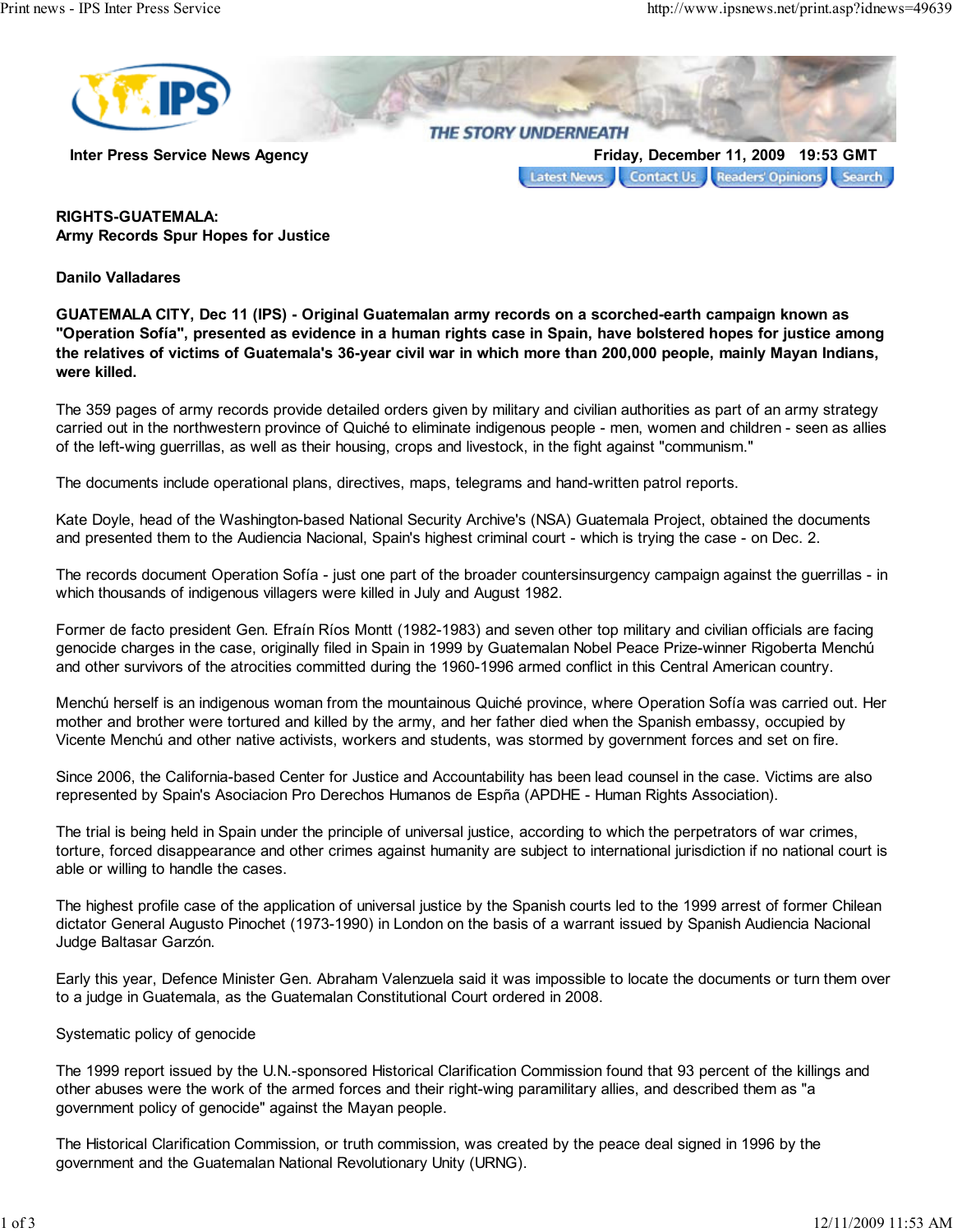Inter Press Service News Agency

Friday, December 11, 2009 19:53 GMT

**RIGHTS-GUATEMALA:**
**Army Records Spur Hopes for Justice**

**Danilo Valladares**

**GUATEMALA CITY, Dec 11 (IPS) - Original Guatemalan army records on a scorched-earth campaign known as "Operation Sofía", presented as evidence in a human rights case in Spain, have bolstered hopes for justice among the relatives of victims of Guatemala's 36-year civil war in which more than 200,000 people, mainly Mayan Indians, were killed.**

The 359 pages of army records provide detailed orders given by military and civilian authorities as part of an army strategy carried out in the northwestern province of Quiché to eliminate indigenous people - men, women and children - seen as allies of the left-wing guerrillas, as well as their housing, crops and livestock, in the fight against "communism."

The documents include operational plans, directives, maps, telegrams and hand-written patrol reports.

Kate Doyle, head of the Washington-based National Security Archive's (NSA) Guatemala Project, obtained the documents and presented them to the Audiencia Nacional, Spain's highest criminal court - which is trying the case - on Dec. 2.

The records document Operation Sofía - just one part of the broader countersinsurgency campaign against the guerrillas - in which thousands of indigenous villagers were killed in July and August 1982.

Former de facto president Gen. Efraín Ríos Montt (1982-1983) and seven other top military and civilian officials are facing genocide charges in the case, originally filed in Spain in 1999 by Guatemalan Nobel Peace Prize-winner Rigoberta Menchú and other survivors of the atrocities committed during the 1960-1996 armed conflict in this Central American country.

Menchú herself is an indigenous woman from the mountainous Quiché province, where Operation Sofía was carried out. Her mother and brother were tortured and killed by the army, and her father died when the Spanish embassy, occupied by Vicente Menchú and other native activists, workers and students, was stormed by government forces and set on fire.

Since 2006, the California-based Center for Justice and Accountability has been lead counsel in the case. Victims are also represented by Spain's Asociacion Pro Derechos Humanos de Espña (APDHE - Human Rights Association).

The trial is being held in Spain under the principle of universal justice, according to which the perpetrators of war crimes, torture, forced disappearance and other crimes against humanity are subject to international jurisdiction if no national court is able or willing to handle the cases.

The highest profile case of the application of universal justice by the Spanish courts led to the 1999 arrest of former Chilean dictator General Augusto Pinochet (1973-1990) in London on the basis of a warrant issued by Spanish Audiencia Nacional Judge Baltasar Garzón.

Early this year, Defence Minister Gen. Abraham Valenzuela said it was impossible to locate the documents or turn them over to a judge in Guatemala, as the Guatemalan Constitutional Court ordered in 2008.

Systematic policy of genocide

The 1999 report issued by the U.N.-sponsored Historical Clarification Commission found that 93 percent of the killings and other abuses were the work of the armed forces and their right-wing paramilitary allies, and described them as "a government policy of genocide" against the Mayan people.

The Historical Clarification Commission, or truth commission, was created by the peace deal signed in 1996 by the government and the Guatemalan National Revolutionary Unity (URNG).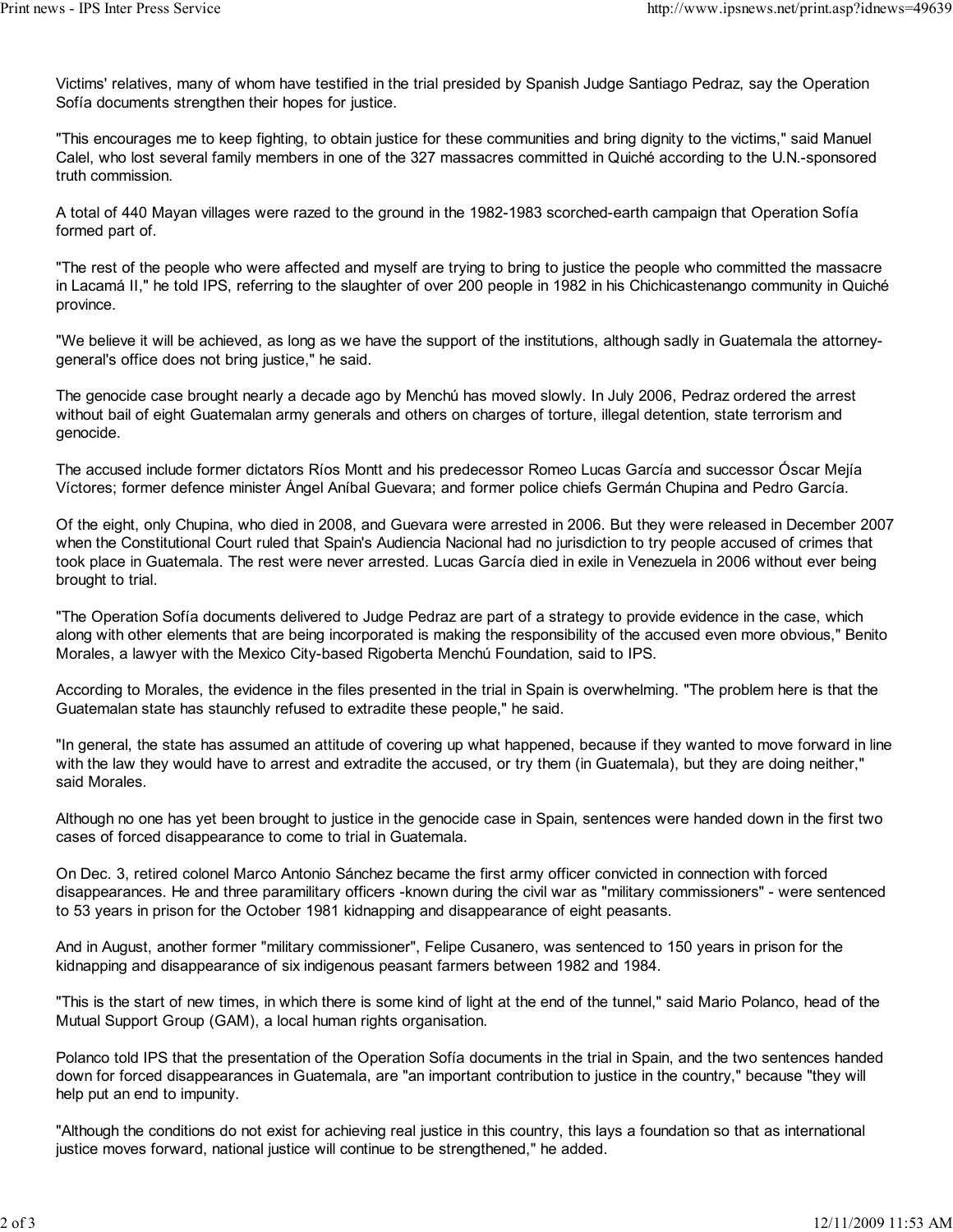Victims' relatives, many of whom have testified in the trial presided by Spanish Judge Santiago Pedraz, say the Operation Sofía documents strengthen their hopes for justice.

"This encourages me to keep fighting, to obtain justice for these communities and bring dignity to the victims," said Manuel Calel, who lost several family members in one of the 327 massacres committed in Quiché according to the U.N.-sponsored truth commission.

A total of 440 Mayan villages were razed to the ground in the 1982-1983 scorched-earth campaign that Operation Sofía formed part of.

"The rest of the people who were affected and myself are trying to bring to justice the people who committed the massacre in Lacamá II," he told IPS, referring to the slaughter of over 200 people in 1982 in his Chichicastenango community in Quiché province.

"We believe it will be achieved, as long as we have the support of the institutions, although sadly in Guatemala the attorney-general's office does not bring justice," he said.

The genocide case brought nearly a decade ago by Menchú has moved slowly. In July 2006, Pedraz ordered the arrest without bail of eight Guatemalan army generals and others on charges of torture, illegal detention, state terrorism and genocide.

The accused include former dictators Ríos Montt and his predecessor Romeo Lucas García and successor Óscar Mejía Víctores; former defence minister Ángel Aníbal Guevara; and former police chiefs Germán Chupina and Pedro García.

Of the eight, only Chupina, who died in 2008, and Guevara were arrested in 2006. But they were released in December 2007 when the Constitutional Court ruled that Spain's Audiencia Nacional had no jurisdiction to try people accused of crimes that took place in Guatemala. The rest were never arrested. Lucas García died in exile in Venezuela in 2006 without ever being brought to trial.

"The Operation Sofía documents delivered to Judge Pedraz are part of a strategy to provide evidence in the case, which along with other elements that are being incorporated is making the responsibility of the accused even more obvious," Benito Morales, a lawyer with the Mexico City-based Rigoberta Menchú Foundation, said to IPS.

According to Morales, the evidence in the files presented in the trial in Spain is overwhelming. "The problem here is that the Guatemalan state has staunchly refused to extradite these people," he said.

"In general, the state has assumed an attitude of covering up what happened, because if they wanted to move forward in line with the law they would have to arrest and extradite the accused, or try them (in Guatemala), but they are doing neither," said Morales.

Although no one has yet been brought to justice in the genocide case in Spain, sentences were handed down in the first two cases of forced disappearance to come to trial in Guatemala.

On Dec. 3, retired colonel Marco Antonio Sánchez became the first army officer convicted in connection with forced disappearances. He and three paramilitary officers -known during the civil war as "military commissioners" - were sentenced to 53 years in prison for the October 1981 kidnapping and disappearance of eight peasants.

And in August, another former "military commissioner", Felipe Cusanero, was sentenced to 150 years in prison for the kidnapping and disappearance of six indigenous peasant farmers between 1982 and 1984.

"This is the start of new times, in which there is some kind of light at the end of the tunnel," said Mario Polanco, head of the Mutual Support Group (GAM), a local human rights organisation.

Polanco told IPS that the presentation of the Operation Sofía documents in the trial in Spain, and the two sentences handed down for forced disappearances in Guatemala, are "an important contribution to justice in the country," because "they will help put an end to impunity.

"Although the conditions do not exist for achieving real justice in this country, this lays a foundation so that as international justice moves forward, national justice will continue to be strengthened," he added.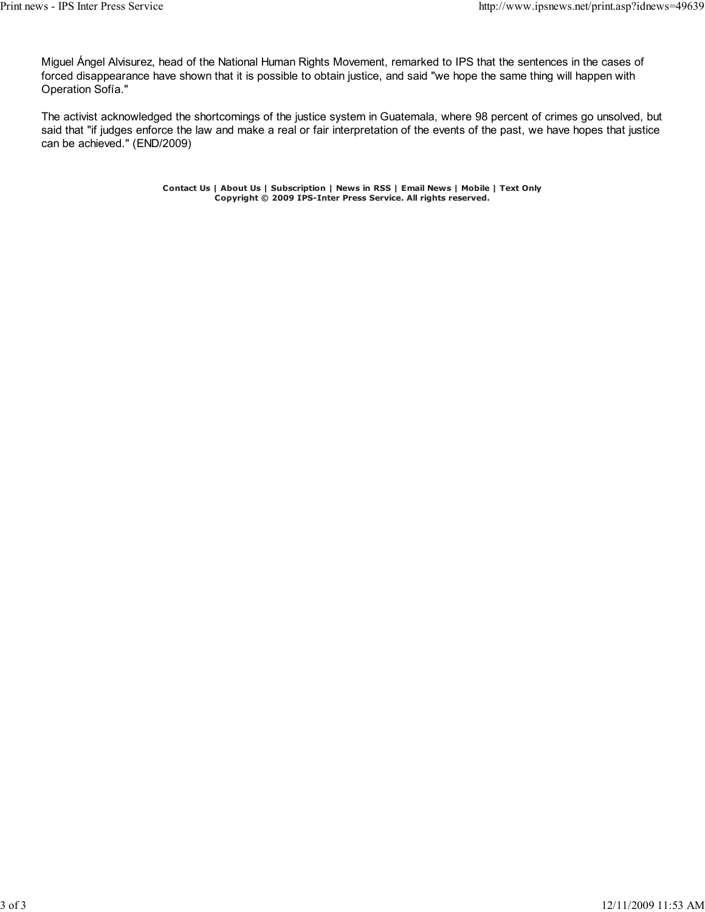Miguel Ángel Alvisurez, head of the National Human Rights Movement, remarked to IPS that the sentences in the cases of forced disappearance have shown that it is possible to obtain justice, and said "we hope the same thing will happen with Operation Sofía."

The activist acknowledged the shortcomings of the justice system in Guatemala, where 98 percent of crimes go unsolved, but said that "if judges enforce the law and make a real or fair interpretation of the events of the past, we have hopes that justice can be achieved." (END/2009)

**Contact Us | About Us | Subscription | News in RSS | Email News | Mobile | Text Only**
**Copyright © 2009 IPS-Inter Press Service. All rights reserved.**